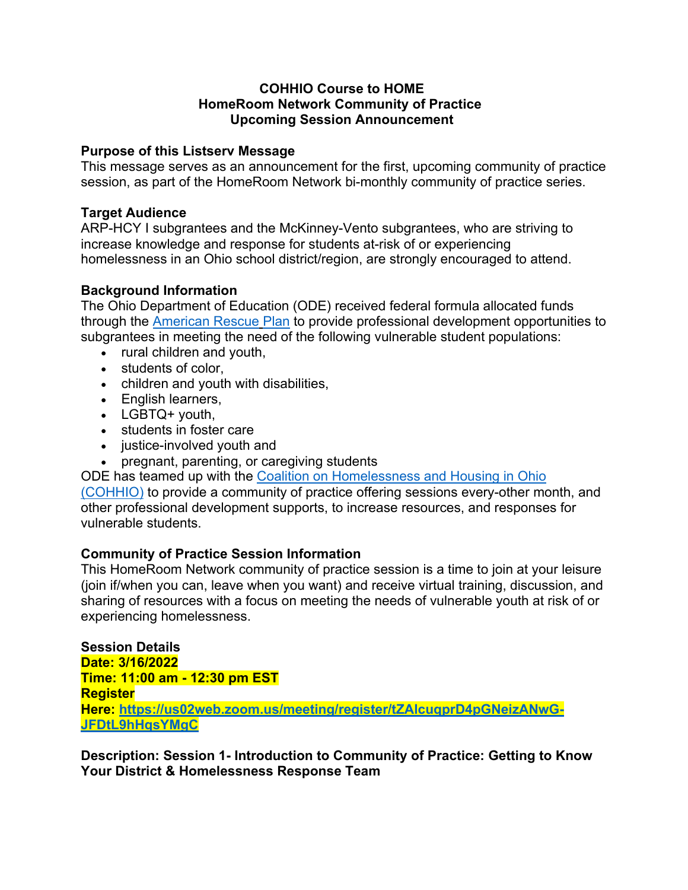**COHHIO Course to HOME**
**HomeRoom Network Community of Practice**
**Upcoming Session Announcement**

**Purpose of this Listserv Message**
This message serves as an announcement for the first, upcoming community of practice session, as part of the HomeRoom Network bi-monthly community of practice series.

**Target Audience**
ARP-HCY I subgrantees and the McKinney-Vento subgrantees, who are striving to increase knowledge and response for students at-risk of or experiencing homelessness in an Ohio school district/region, are strongly encouraged to attend.

**Background Information**
The Ohio Department of Education (ODE) received federal formula allocated funds through the American Rescue Plan to provide professional development opportunities to subgrantees in meeting the need of the following vulnerable student populations:

- rural children and youth,
- students of color,
- children and youth with disabilities,
- English learners,
- LGBTQ+ youth,
- students in foster care
- justice-involved youth and
- pregnant, parenting, or caregiving students

ODE has teamed up with the Coalition on Homelessness and Housing in Ohio (COHHIO) to provide a community of practice offering sessions every-other month, and other professional development supports, to increase resources, and responses for vulnerable students.

**Community of Practice Session Information**
This HomeRoom Network community of practice session is a time to join at your leisure (join if/when you can, leave when you want) and receive virtual training, discussion, and sharing of resources with a focus on meeting the needs of vulnerable youth at risk of or experiencing homelessness.

**Session Details**
**Date: 3/16/2022**
**Time: 11:00 am - 12:30 pm EST**
**Register Here: https://us02web.zoom.us/meeting/register/tZAlcuqprD4pGNeizANwG-JFDtL9hHqsYMgC**

**Description: Session 1- Introduction to Community of Practice: Getting to Know Your District & Homelessness Response Team**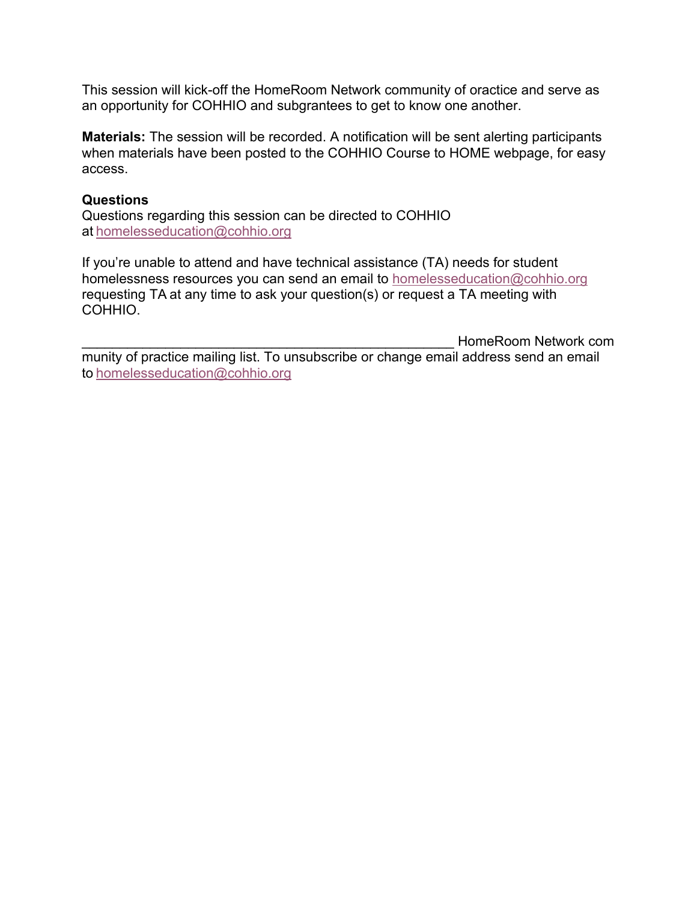This session will kick-off the HomeRoom Network community of oractice and serve as an opportunity for COHHIO and subgrantees to get to know one another.

**Materials:** The session will be recorded. A notification will be sent alerting participants when materials have been posted to the COHHIO Course to HOME webpage, for easy access.

**Questions**
Questions regarding this session can be directed to COHHIO at homelesseducation@cohhio.org

If you're unable to attend and have technical assistance (TA) needs for student homelessness resources you can send an email to homelesseducation@cohhio.org requesting TA at any time to ask your question(s) or request a TA meeting with COHHIO.

_________________________________________________ HomeRoom Network community of practice mailing list. To unsubscribe or change email address send an email to homelesseducation@cohhio.org